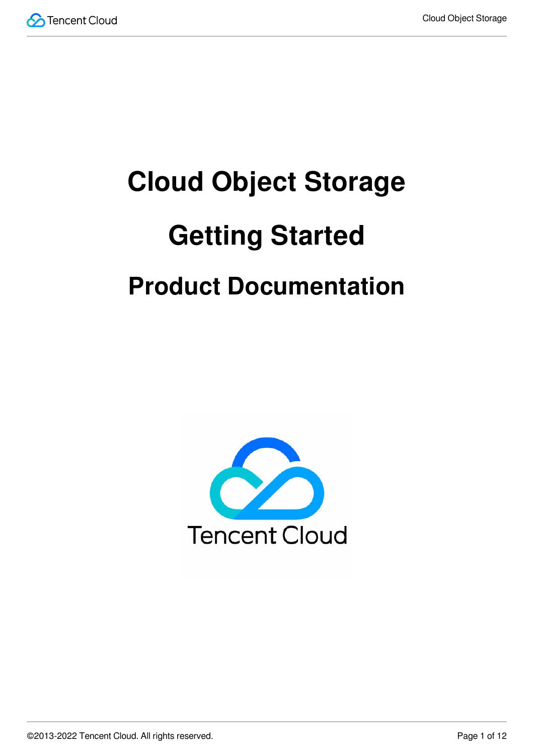# Cloud Object Storage

# Getting Started

# Product Documentation

Tencent Cloud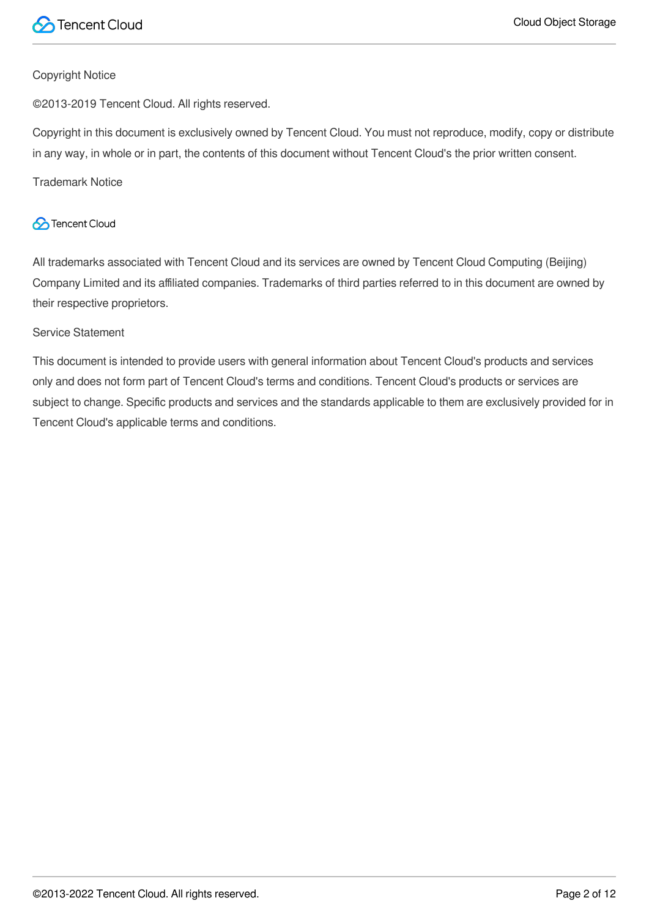Copyright Notice

©2013-2019 Tencent Cloud. All rights reserved.

Copyright in this document is exclusively owned by Tencent Cloud. You must not reproduce, modify, copy or distribute in any way, in whole or in part, the contents of this document without Tencent Cloud's the prior written consent.

Trademark Notice

Tencent Cloud

All trademarks associated with Tencent Cloud and its services are owned by Tencent Cloud Computing (Beijing) Company Limited and its affiliated companies. Trademarks of third parties referred to in this document are owned by their respective proprietors.

Service Statement

This document is intended to provide users with general information about Tencent Cloud's products and services only and does not form part of Tencent Cloud's terms and conditions. Tencent Cloud's products or services are subject to change. Specific products and services and the standards applicable to them are exclusively provided for in Tencent Cloud's applicable terms and conditions.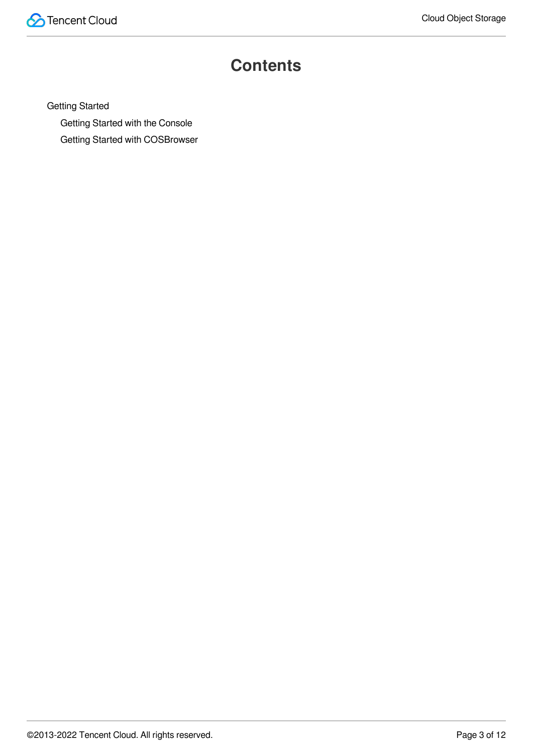# Contents

- Getting Started
  - Getting Started with the Console
  - Getting Started with COSBrowser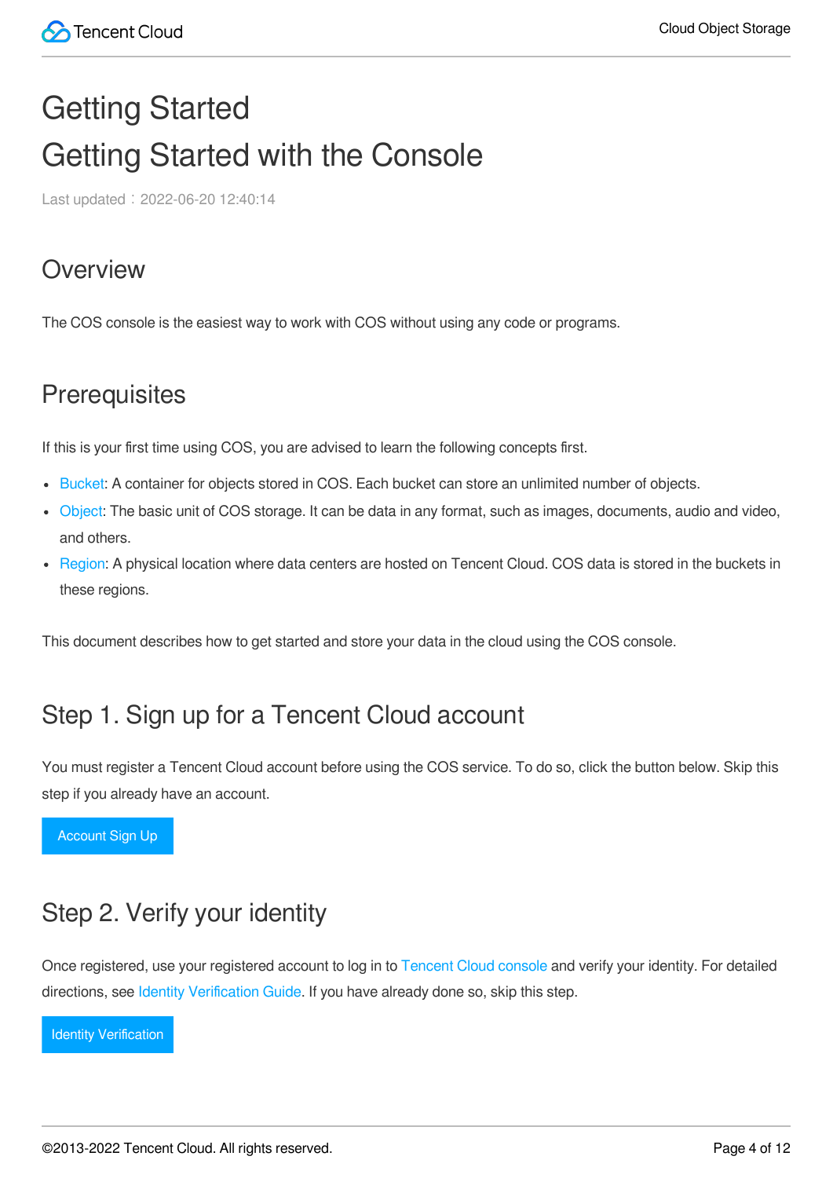# Getting Started

# Getting Started with the Console

Last updated：2022-06-20 12:40:14

## Overview

The COS console is the easiest way to work with COS without using any code or programs.

## Prerequisites

If this is your first time using COS, you are advised to learn the following concepts first.

- Bucket: A container for objects stored in COS. Each bucket can store an unlimited number of objects.
- Object: The basic unit of COS storage. It can be data in any format, such as images, documents, audio and video, and others.
- Region: A physical location where data centers are hosted on Tencent Cloud. COS data is stored in the buckets in these regions.

This document describes how to get started and store your data in the cloud using the COS console.

## Step 1. Sign up for a Tencent Cloud account

You must register a Tencent Cloud account before using the COS service. To do so, click the button below. Skip this step if you already have an account.

Account Sign Up

## Step 2. Verify your identity

Once registered, use your registered account to log in to Tencent Cloud console and verify your identity. For detailed directions, see Identity Verification Guide. If you have already done so, skip this step.

Identity Verification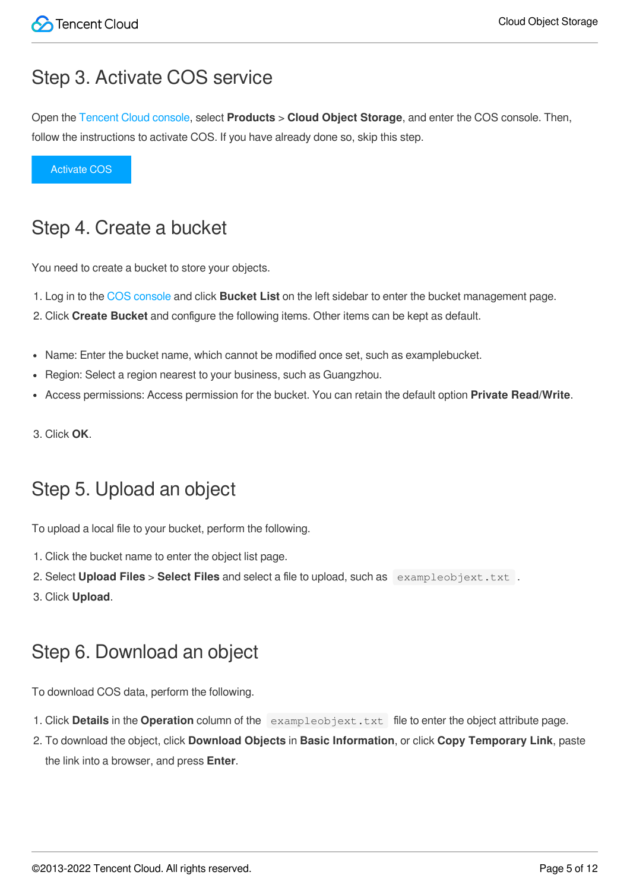## Step 3. Activate COS service

Open the Tencent Cloud console, select **Products** > **Cloud Object Storage**, and enter the COS console. Then, follow the instructions to activate COS. If you have already done so, skip this step.

Activate COS

## Step 4. Create a bucket

You need to create a bucket to store your objects.

1. Log in to the COS console and click **Bucket List** on the left sidebar to enter the bucket management page.
2. Click **Create Bucket** and configure the following items. Other items can be kept as default.

- Name: Enter the bucket name, which cannot be modified once set, such as examplebucket.
- Region: Select a region nearest to your business, such as Guangzhou.
- Access permissions: Access permission for the bucket. You can retain the default option **Private Read**/**Write**.

3. Click **OK**.

## Step 5. Upload an object

To upload a local file to your bucket, perform the following.

1. Click the bucket name to enter the object list page.
2. Select **Upload Files** > **Select Files** and select a file to upload, such as `exampleobjext.txt` .
3. Click **Upload**.

## Step 6. Download an object

To download COS data, perform the following.

1. Click **Details** in the **Operation** column of the `exampleobjext.txt` file to enter the object attribute page.
2. To download the object, click **Download Objects** in **Basic Information**, or click **Copy Temporary Link**, paste the link into a browser, and press **Enter**.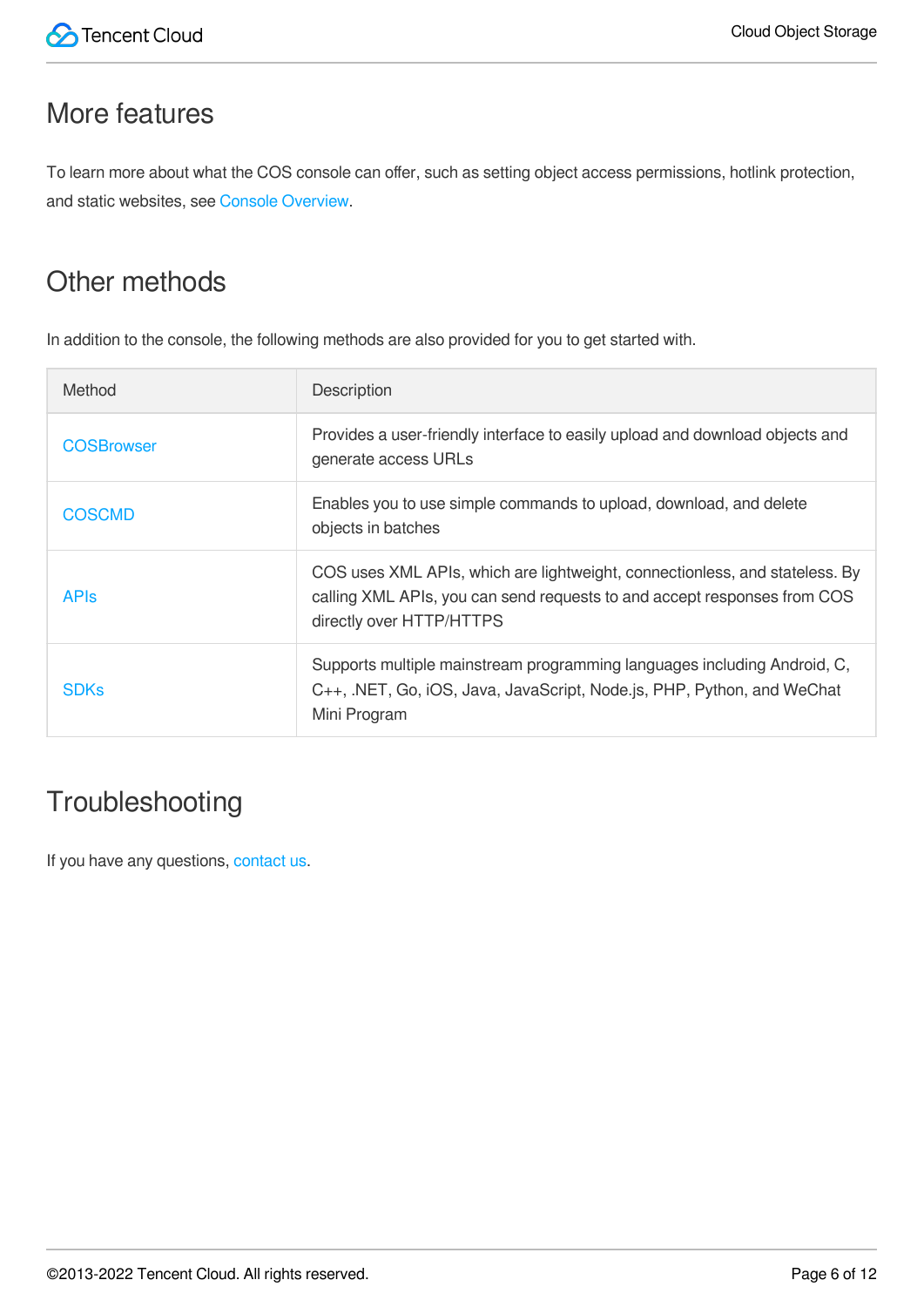## More features

To learn more about what the COS console can offer, such as setting object access permissions, hotlink protection, and static websites, see Console Overview.

## Other methods

In addition to the console, the following methods are also provided for you to get started with.

| Method | Description |
| --- | --- |
| COSBrowser | Provides a user-friendly interface to easily upload and download objects and generate access URLs |
| COSCMD | Enables you to use simple commands to upload, download, and delete objects in batches |
| APIs | COS uses XML APIs, which are lightweight, connectionless, and stateless. By calling XML APIs, you can send requests to and accept responses from COS directly over HTTP/HTTPS |
| SDKs | Supports multiple mainstream programming languages including Android, C, C++, .NET, Go, iOS, Java, JavaScript, Node.js, PHP, Python, and WeChat Mini Program |

## Troubleshooting

If you have any questions, contact us.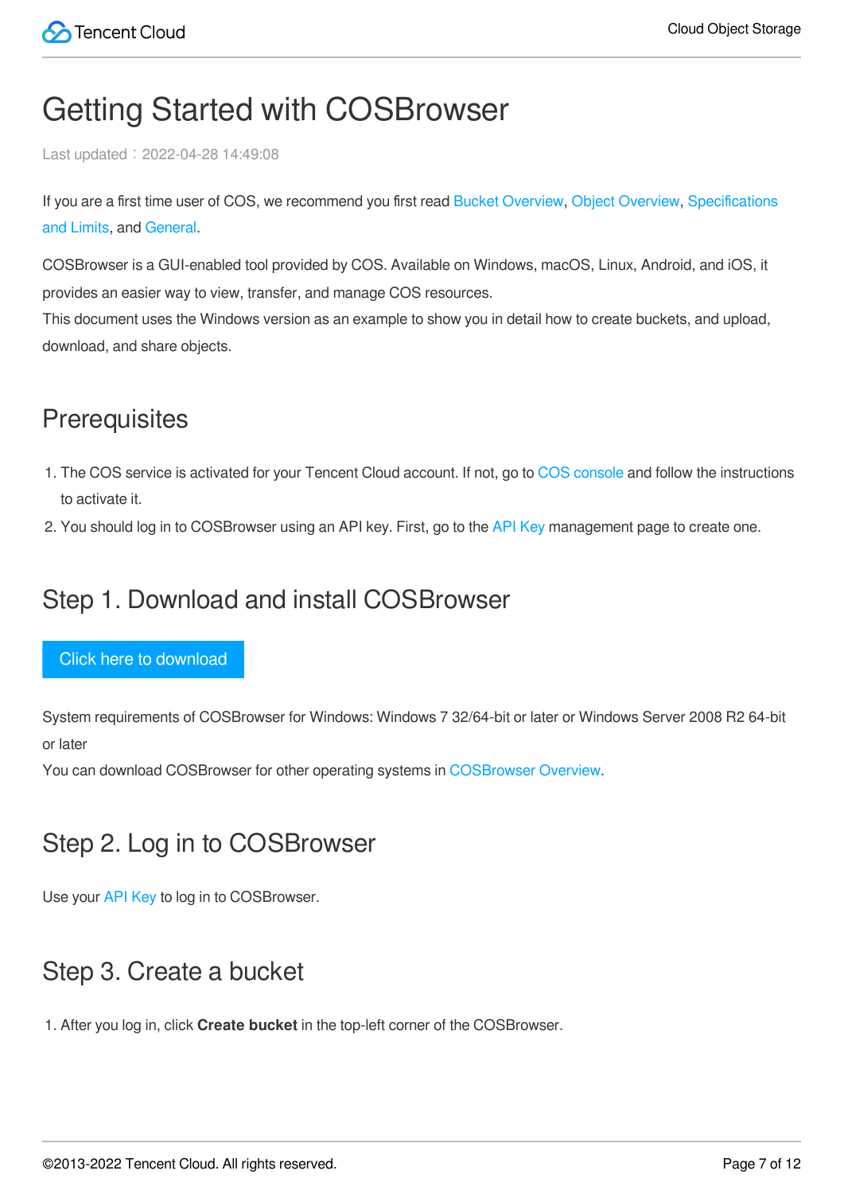# Getting Started with COSBrowser

Last updated：2022-04-28 14:49:08

If you are a first time user of COS, we recommend you first read Bucket Overview, Object Overview, Specifications and Limits, and General.

COSBrowser is a GUI-enabled tool provided by COS. Available on Windows, macOS, Linux, Android, and iOS, it provides an easier way to view, transfer, and manage COS resources.
This document uses the Windows version as an example to show you in detail how to create buckets, and upload, download, and share objects.

## Prerequisites

1. The COS service is activated for your Tencent Cloud account. If not, go to COS console and follow the instructions to activate it.
2. You should log in to COSBrowser using an API key. First, go to the API Key management page to create one.

## Step 1. Download and install COSBrowser

Click here to download

System requirements of COSBrowser for Windows: Windows 7 32/64-bit or later or Windows Server 2008 R2 64-bit or later
You can download COSBrowser for other operating systems in COSBrowser Overview.

## Step 2. Log in to COSBrowser

Use your API Key to log in to COSBrowser.

## Step 3. Create a bucket

1. After you log in, click **Create bucket** in the top-left corner of the COSBrowser.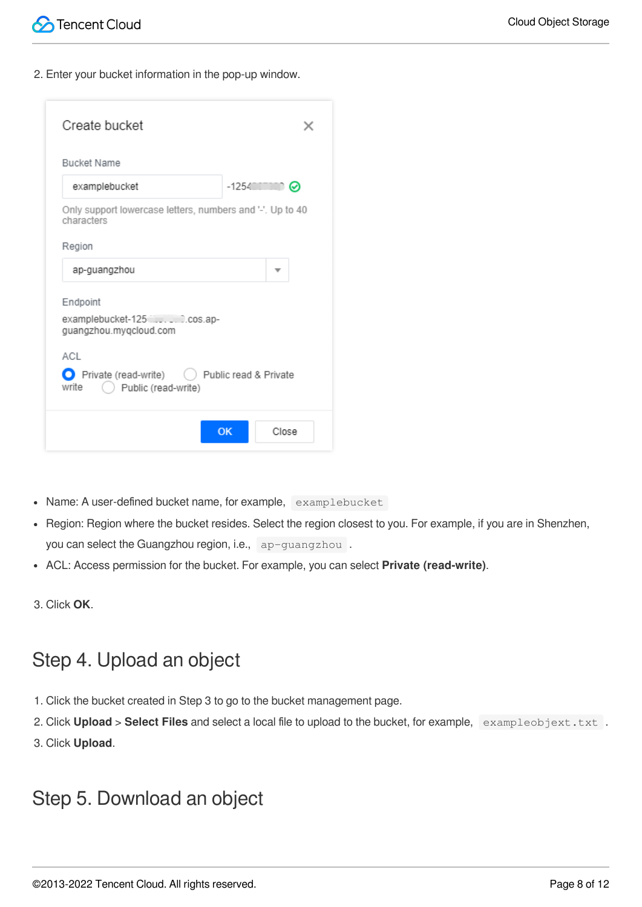2. Enter your bucket information in the pop-up window.

- Name: A user-defined bucket name, for example, `examplebucket`
- Region: Region where the bucket resides. Select the region closest to you. For example, if you are in Shenzhen, you can select the Guangzhou region, i.e., `ap-guangzhou` .
- ACL: Access permission for the bucket. For example, you can select **Private (read-write)**.

3. Click **OK**.

## Step 4. Upload an object

1. Click the bucket created in Step 3 to go to the bucket management page.
2. Click **Upload** > **Select Files** and select a local file to upload to the bucket, for example, `exampleobject.txt` .
3. Click **Upload**.

## Step 5. Download an object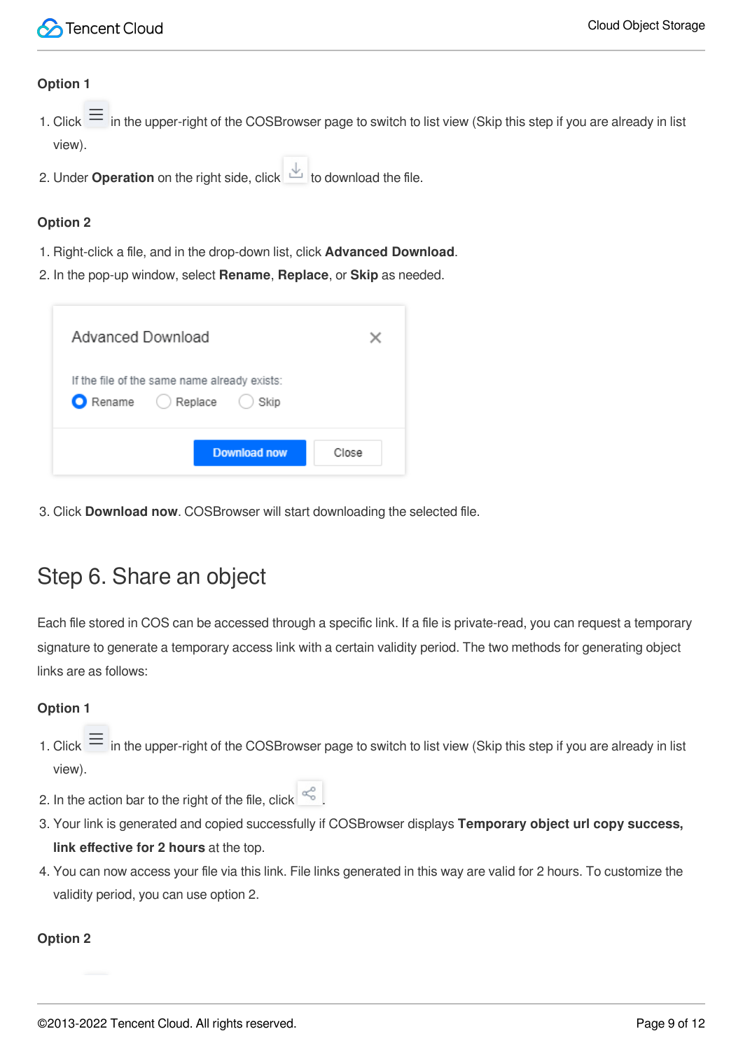#### Option 1

1. Click in the upper-right of the COSBrowser page to switch to list view (Skip this step if you are already in list view).
2. Under **Operation** on the right side, click to download the file.

#### Option 2

1. Right-click a file, and in the drop-down list, click **Advanced Download**.
2. In the pop-up window, select **Rename**, **Replace**, or **Skip** as needed.

Advanced Download

If the file of the same name already exists:

Rename Replace Skip

Download now Close

3. Click **Download now**. COSBrowser will start downloading the selected file.

## Step 6. Share an object

Each file stored in COS can be accessed through a specific link. If a file is private-read, you can request a temporary signature to generate a temporary access link with a certain validity period. The two methods for generating object links are as follows:

#### Option 1

1. Click in the upper-right of the COSBrowser page to switch to list view (Skip this step if you are already in list view).
2. In the action bar to the right of the file, click .
3. Your link is generated and copied successfully if COSBrowser displays **Temporary object url copy success, link effective for 2 hours** at the top.
4. You can now access your file via this link. File links generated in this way are valid for 2 hours. To customize the validity period, you can use option 2.

#### Option 2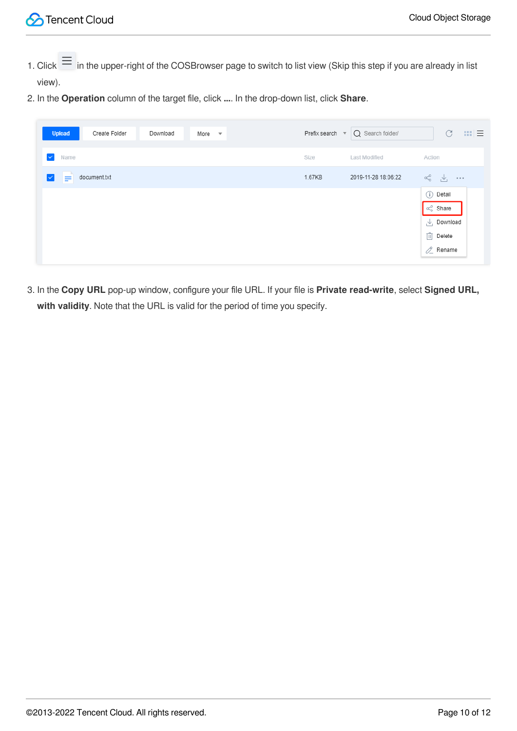1. Click ☰ in the upper-right of the COSBrowser page to switch to list view (Skip this step if you are already in list view).
2. In the **Operation** column of the target file, click **...**. In the drop-down list, click **Share**.
3. In the **Copy URL** pop-up window, configure your file URL. If your file is **Private read-write**, select **Signed URL, with validity**. Note that the URL is valid for the period of time you specify.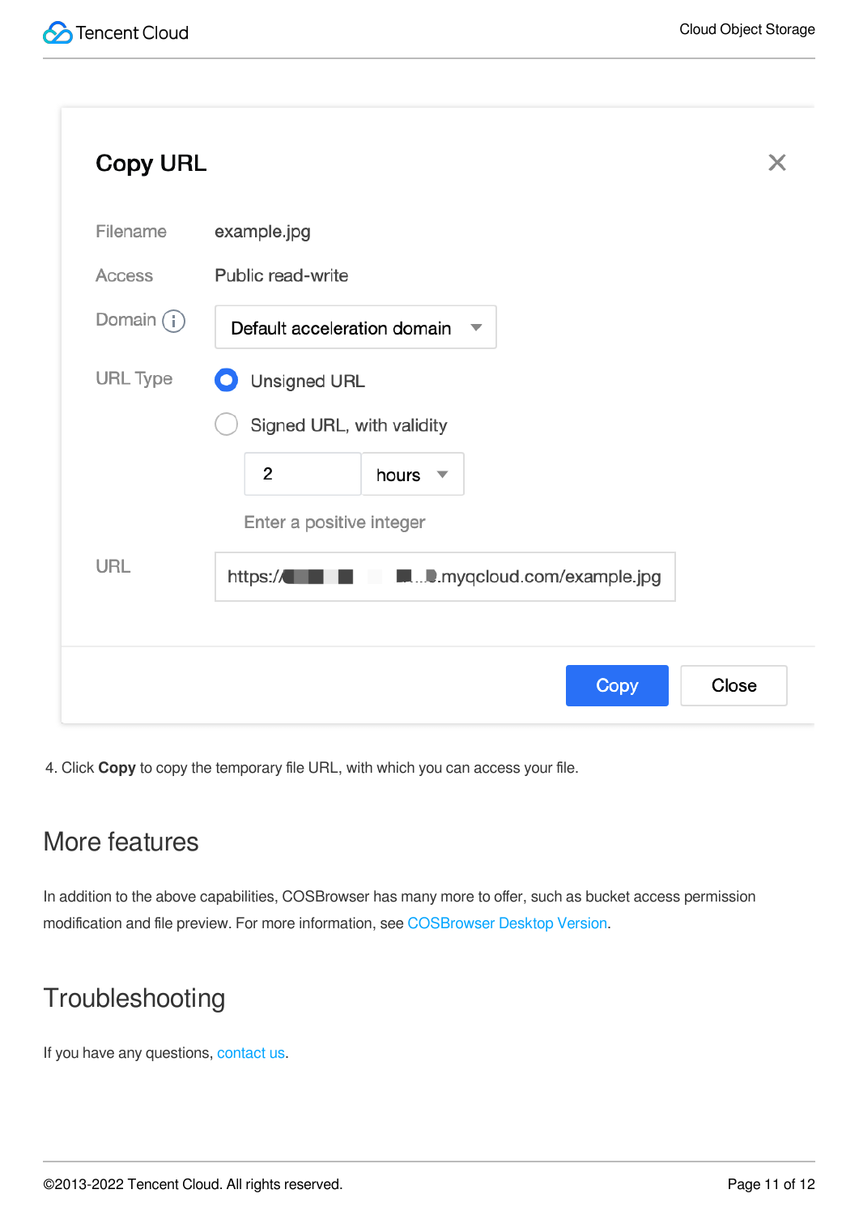4. Click **Copy** to copy the temporary file URL, with which you can access your file.

## More features

In addition to the above capabilities, COSBrowser has many more to offer, such as bucket access permission modification and file preview. For more information, see COSBrowser Desktop Version.

## Troubleshooting

If you have any questions, contact us.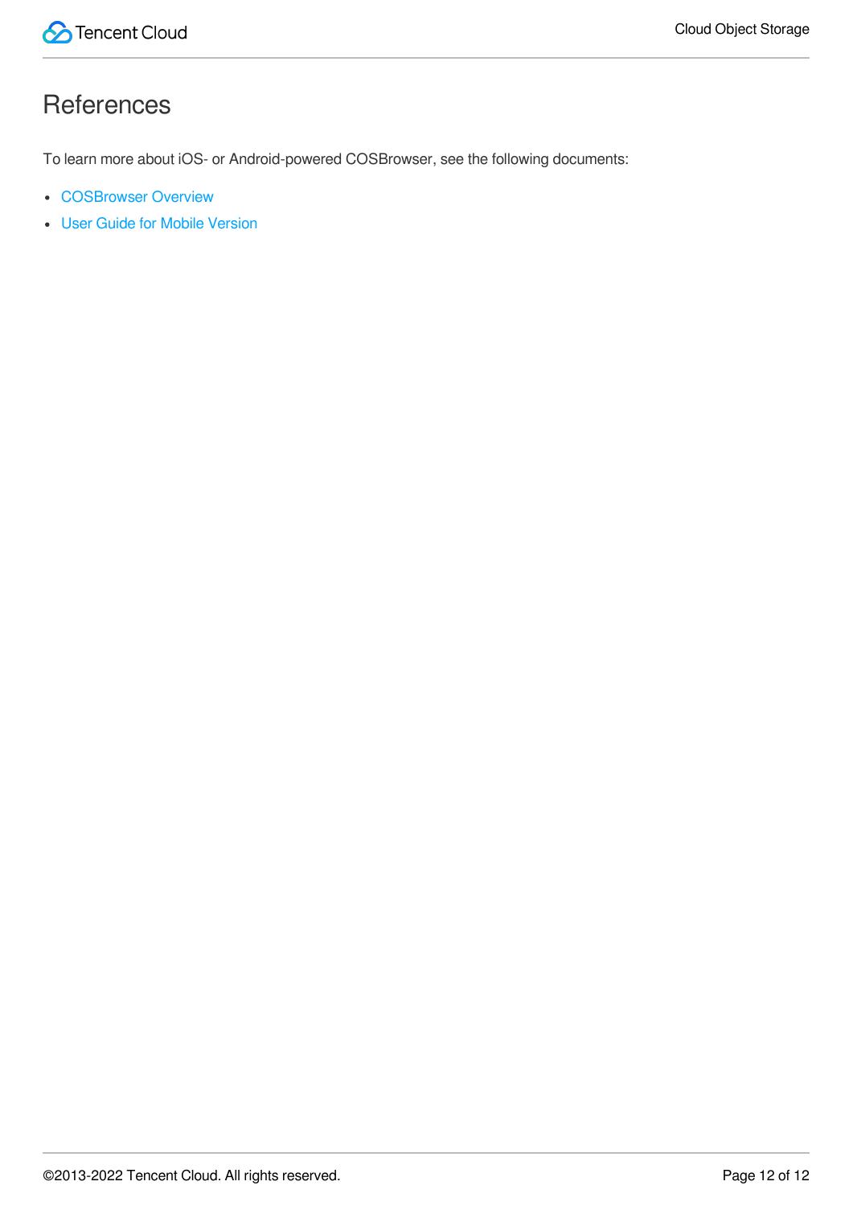# References

To learn more about iOS- or Android-powered COSBrowser, see the following documents:

- COSBrowser Overview
- User Guide for Mobile Version